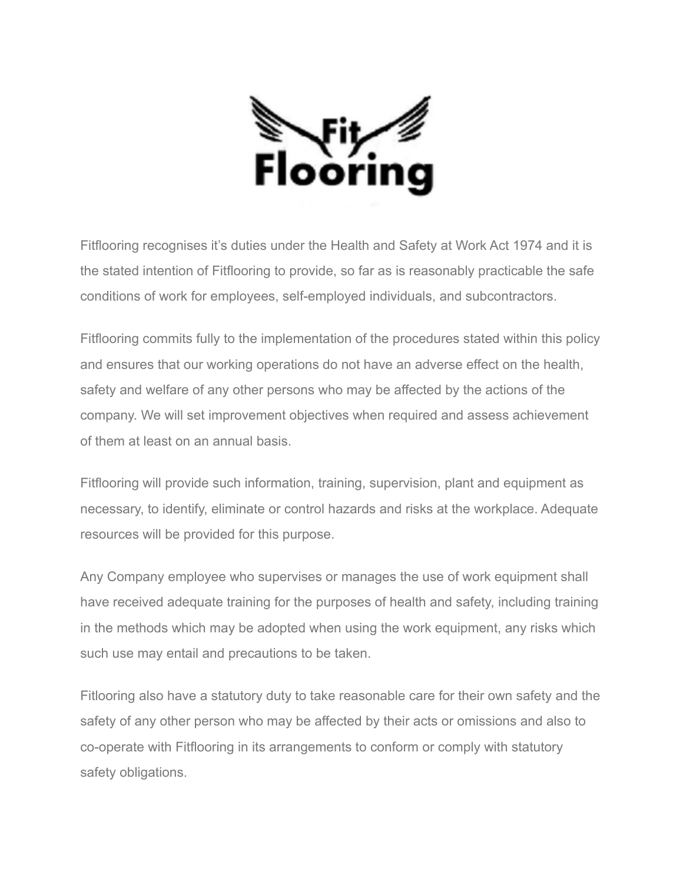Fitflooring recognises it's duties under the Health and Safety at Work Act 1974 and it is the stated intention of Fitflooring to provide, so far as is reasonably practicable the safe conditions of work for employees, self-employed individuals, and subcontractors.

Fitflooring commits fully to the implementation of the procedures stated within this policy and ensures that our working operations do not have an adverse effect on the health, safety and welfare of any other persons who may be affected by the actions of the company. We will set improvement objectives when required and assess achievement of them at least on an annual basis.

Fitflooring will provide such information, training, supervision, plant and equipment as necessary, to identify, eliminate or control hazards and risks at the workplace. Adequate resources will be provided for this purpose.

Any Company employee who supervises or manages the use of work equipment shall have received adequate training for the purposes of health and safety, including training in the methods which may be adopted when using the work equipment, any risks which such use may entail and precautions to be taken.

Fitlooring also have a statutory duty to take reasonable care for their own safety and the safety of any other person who may be affected by their acts or omissions and also to co-operate with Fitflooring in its arrangements to conform or comply with statutory safety obligations.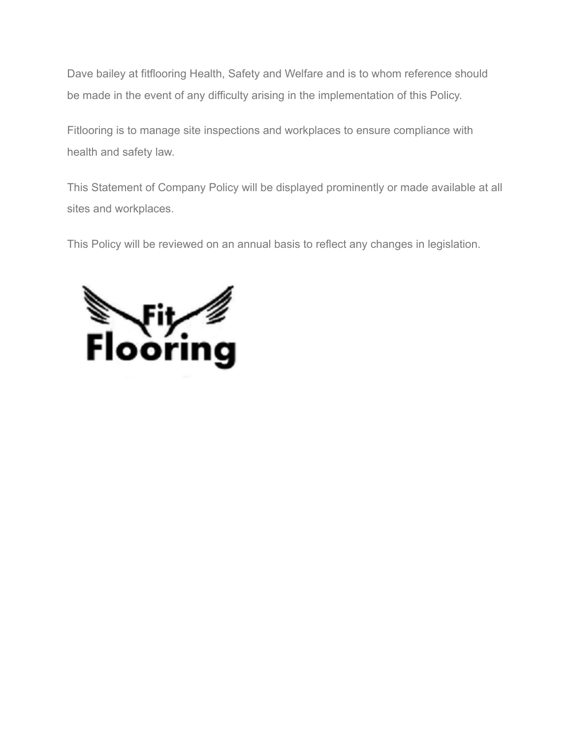Dave bailey at fitflooring Health, Safety and Welfare and is to whom reference should be made in the event of any difficulty arising in the implementation of this Policy.

Fitlooring is to manage site inspections and workplaces to ensure compliance with health and safety law.

This Statement of Company Policy will be displayed prominently or made available at all sites and workplaces.

This Policy will be reviewed on an annual basis to reflect any changes in legislation.

Fit Flooring